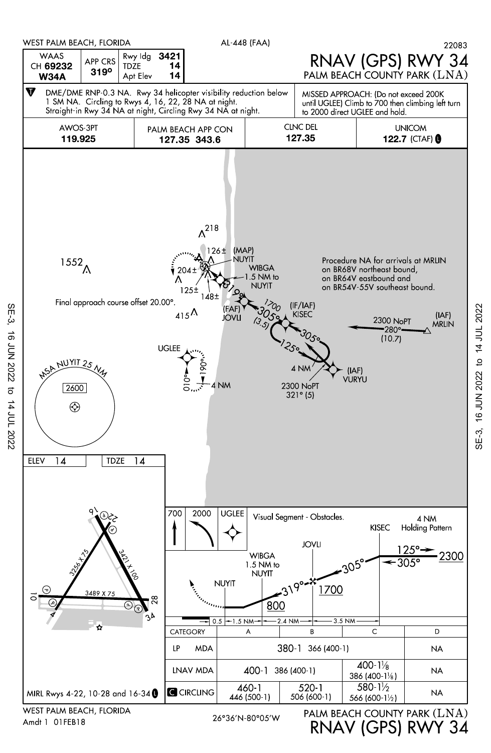WEST PALM BEACH, FLORIDA — AL-448 (FAA) — 22083

# RNAV (GPS) RWY 34
## PALM BEACH COUNTY PARK (LNA)

| WAAS CH 69232 W34A | APP CRS 319° | Rwy ldg 3421 / TDZE 14 / Apt Elev 14 |
|---|---|---|

DME/DME RNP-0.3 NA. Rwy 34 helicopter visibility reduction below 1 SM NA. Circling to Rwys 4, 16, 22, 28 NA at night. Straight-in Rwy 34 NA at night, Circling Rwy 34 NA at night.

MISSED APPROACH: (Do not exceed 200K until UGLEE) Climb to 700 then climbing left turn to 2000 direct UGLEE and hold.

| AWOS-3PT | PALM BEACH APP CON | CLNC DEL | UNICOM |
|---|---|---|---|
| 119.925 | 127.35 343.6 | 127.35 | 122.7 (CTAF) |

Procedure NA for arrivals at MRLIN on BR68V northeast bound, on BR64V eastbound and on BR54V-55V southeast bound.

Final approach course offset 20.00°.

(IAF) MRLIN — 2300 NoPT 280° (10.7)

(IAF) VURYU — 2300 NoPT 321° (5)

(IF/IAF) KISEC — 305° (3.5) — (FAF) JOVLI — 319° — WIBGA 1.5 NM to NUYIT — (MAP) NUYIT

KISEC hold: 125° / 305°, 4 NM

UGLEE hold: 190° / 010°, 4 NM

Obstacles: 218, 1552, 126±, 204±, 125±, 148±, 415

MSA NUYIT 25 NM: 2600

ELEV 14 — TDZE 14

Runways: 3256 X 75, 3421 X 100, 3489 X 75

Missed approach icons: 700 — 2000 — UGLEE

Visual Segment - Obstacles.

Profile: KISEC 2300 (125° / 305°, 4 NM Holding Pattern) — 305° — JOVLI 1700 — 319° — WIBGA 1.5 NM to NUYIT 800 — NUYIT

Distances: 0.5 — 1.5 NM — 2.4 NM — 3.5 NM

| CATEGORY | A | B | C | D |
|---|---|---|---|---|
| LP MDA | 380-1 366 (400-1) | | | NA |
| LNAV MDA | 400-1 386 (400-1) | | 400-1⅛ 386 (400-1⅛) | NA |
| CIRCLING | 460-1 446 (500-1) | 520-1 506 (600-1) | 580-1½ 566 (600-1½) | NA |

MIRL Rwys 4-22, 10-28 and 16-34

WEST PALM BEACH, FLORIDA
Amdt 1 01FEB18

26°36'N-80°05'W

PALM BEACH COUNTY PARK (LNA)
RNAV (GPS) RWY 34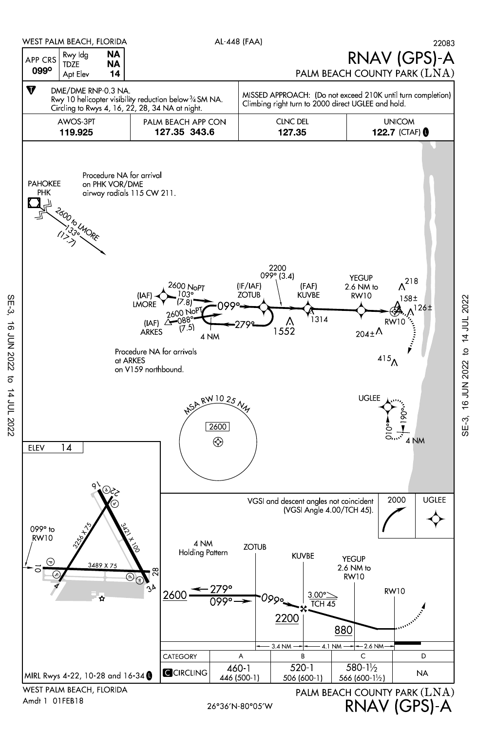WEST PALM BEACH, FLORIDA — AL-448 (FAA) — 22083

# RNAV (GPS)-A

## PALM BEACH COUNTY PARK (LNA)

| APP CRS | Rwy ldg | NA |
|---|---|---|
| 099° | TDZE | NA |
| | Apt Elev | 14 |

DME/DME RNP-0.3 NA.
Rwy 10 helicopter visibility reduction below ¾ SM NA.
Circling to Rwys 4, 16, 22, 28, 34 NA at night.

MISSED APPROACH: (Do not exceed 210K until turn completion) Climbing right turn to 2000 direct UGLEE and hold.

| AWOS-3PT | PALM BEACH APP CON | CLNC DEL | UNICOM |
|---|---|---|---|
| 119.925 | 127.35 343.6 | 127.35 | 122.7 (CTAF) |

PAHOKEE PHK

Procedure NA for arrival on PHK VOR/DME airway radials 115 CW 211.

2600 to LMORE 133° (17.7)

(IAF) LMORE 2600 NoPT 103° (7.8)

(IAF) ARKES 2600 NoPT 088° (7.5)

Procedure NA for arrivals at ARKES on V159 northbound.

(IF/IAF) ZOTUB 099° 279° 4 NM; 2200 099° (3.4)

(FAF) KUVBE

YEGUP 2.6 NM to RW10

RW10

UGLEE 010° 190° 4 NM

Obstacles: 1552, 1314, 218, 158±, 126±, 204±, 415

MSA RW 10 25 NM: 2600

ELEV 14

099° to RW10

Runways: 3256 X 75; 3421 X 100; 3489 X 75

VGSI and descent angles not coincident (VGSI Angle 4.00/TCH 45).

2000 — UGLEE

4 NM Holding Pattern

ZOTUB — KUVBE — YEGUP 2.6 NM to RW10 — RW10

2600 279° 099°; 2200; 3.00° TCH 45; 880

3.4 NM — 4.1 NM — 2.6 NM

| CATEGORY | A | B | C | D |
|---|---|---|---|---|
| CIRCLING | 460-1<br>446 (500-1) | 520-1<br>506 (600-1) | 580-1½<br>566 (600-1½) | NA |

MIRL Rwys 4-22, 10-28 and 16-34

WEST PALM BEACH, FLORIDA
Amdt 1 01FEB18

26°36'N-80°05'W

PALM BEACH COUNTY PARK (LNA)
RNAV (GPS)-A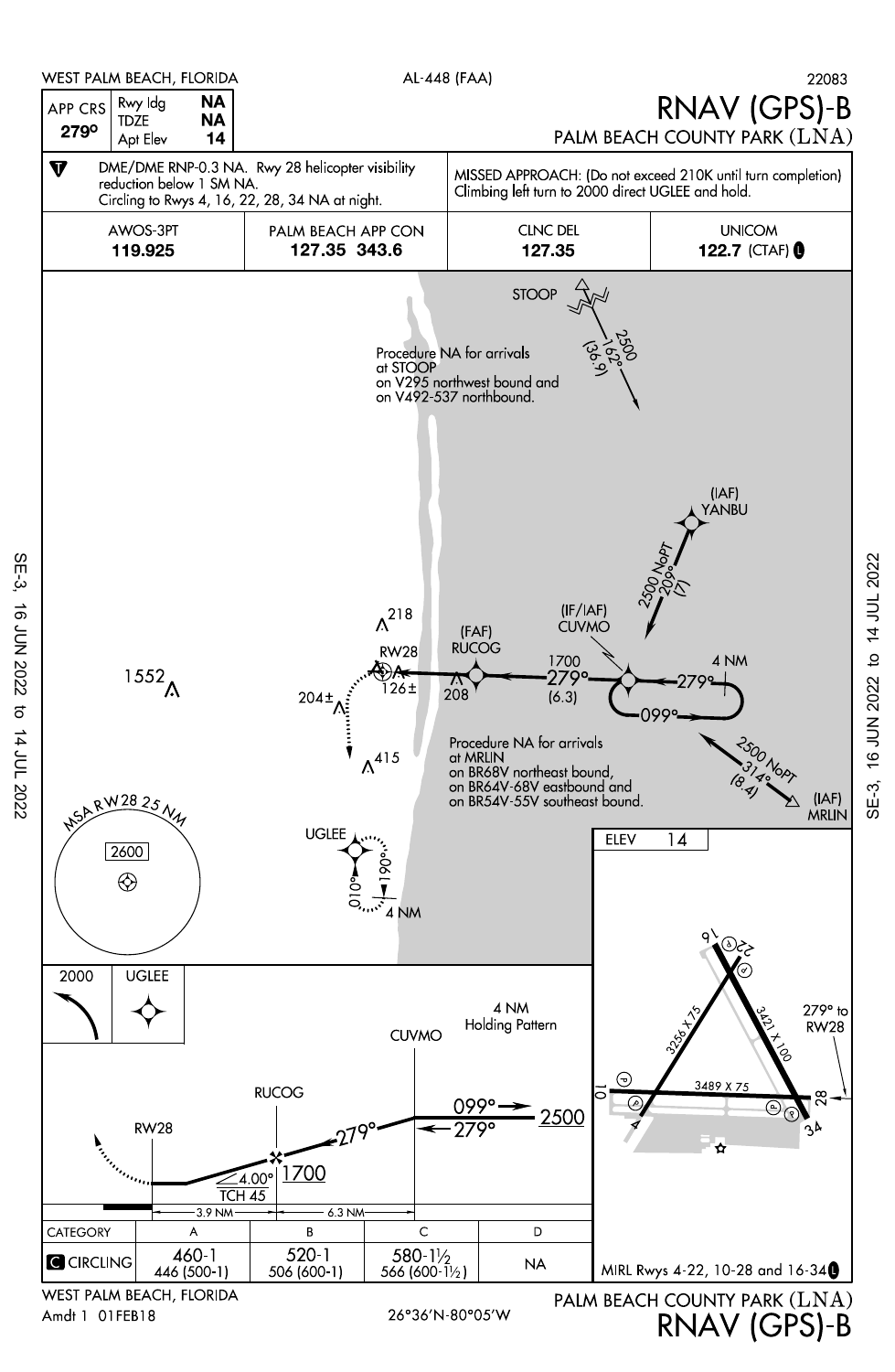WEST PALM BEACH, FLORIDA

AL-448 (FAA)

22083

# RNAV (GPS)-B

## PALM BEACH COUNTY PARK (LNA)

| APP CRS | Rwy Idg | NA |
|---|---|---|
| 279° | TDZE | NA |
| | Apt Elev | 14 |

DME/DME RNP-0.3 NA. Rwy 28 helicopter visibility reduction below 1 SM NA. Circling to Rwys 4, 16, 22, 28, 34 NA at night.

MISSED APPROACH: (Do not exceed 210K until turn completion) Climbing left turn to 2000 direct UGLEE and hold.

| AWOS-3PT | PALM BEACH APP CON | CLNC DEL | UNICOM |
|---|---|---|---|
| 119.925 | 127.35 343.6 | 127.35 | 122.7 (CTAF) |

STOOP

2500 162° (36.9)

Procedure NA for arrivals at STOOP on V295 northwest bound and on V492-537 northbound.

(IAF) YANBU

2500 NoPT 209° (7)

(IF/IAF) CUVMO

(FAF) RUCOG

RW28

1700 279° (6.3)

4 NM

279°

099°

218

1552

126±

208

204±

415

Procedure NA for arrivals at MRLIN on BR68V northeast bound, on BR64V-68V eastbound and on BR54V-55V southeast bound.

2500 NoPT 314° (8.4)

(IAF) MRLIN

MSA RW28 25 NM

2600

UGLEE

190°

010°

4 NM

ELEV 14

3256 X 75

3421 X 100

3489 X 75

279° to RW28

2000 UGLEE

4 NM Holding Pattern

CUVMO

RUCOG

RW28

279°

4.00° TCH 45

1700

099°

279°

2500

3.9 NM

6.3 NM

| CATEGORY | A | B | C | D |
|---|---|---|---|---|
| CIRCLING | 460-1 446 (500-1) | 520-1 506 (600-1) | 580-1½ 566 (600-1½) | NA |

MIRL Rwys 4-22, 10-28 and 16-34

WEST PALM BEACH, FLORIDA

Amdt 1 01FEB18

26°36'N-80°05'W

PALM BEACH COUNTY PARK (LNA)

RNAV (GPS)-B

SE-3, 16 JUN 2022 to 14 JUL 2022